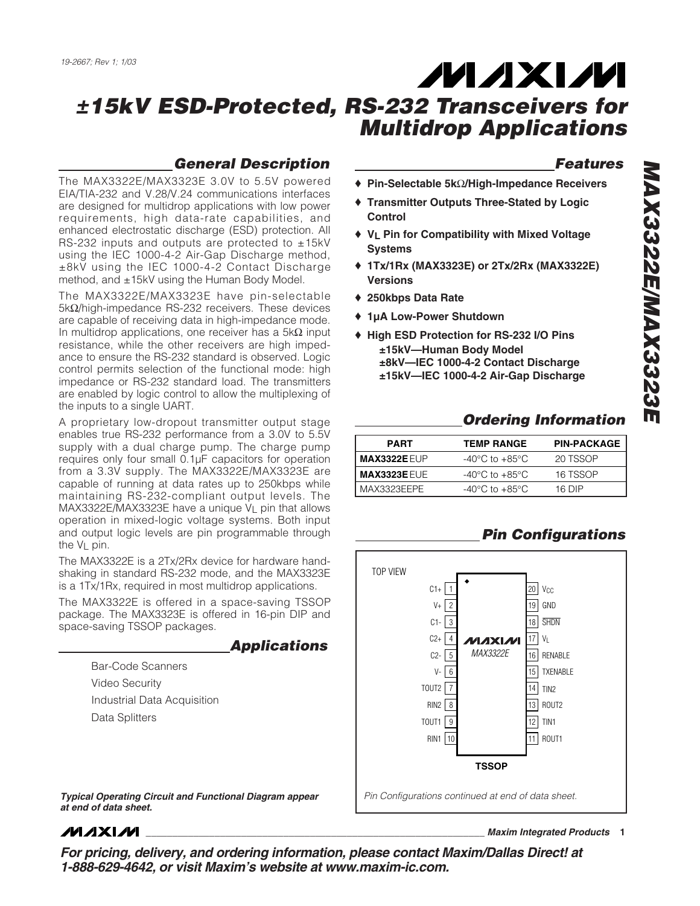19-2667; Rev 1; 1/03

MAXIM

# ±15kV ESD-Protected, RS-232 Transceivers for Multidrop Applications

MAX3322E/MAX3323E

## General Description

The MAX3322E/MAX3323E 3.0V to 5.5V powered EIA/TIA-232 and V.28/V.24 communications interfaces are designed for multidrop applications with low power requirements, high data-rate capabilities, and enhanced electrostatic discharge (ESD) protection. All RS-232 inputs and outputs are protected to ±15kV using the IEC 1000-4-2 Air-Gap Discharge method, ±8kV using the IEC 1000-4-2 Contact Discharge method, and ±15kV using the Human Body Model.

The MAX3322E/MAX3323E have pin-selectable 5kΩ/high-impedance RS-232 receivers. These devices are capable of receiving data in high-impedance mode. In multidrop applications, one receiver has a 5kΩ input resistance, while the other receivers are high impedance to ensure the RS-232 standard is observed. Logic control permits selection of the functional mode: high impedance or RS-232 standard load. The transmitters are enabled by logic control to allow the multiplexing of the inputs to a single UART.

A proprietary low-dropout transmitter output stage enables true RS-232 performance from a 3.0V to 5.5V supply with a dual charge pump. The charge pump requires only four small 0.1µF capacitors for operation from a 3.3V supply. The MAX3322E/MAX3323E are capable of running at data rates up to 250kbps while maintaining RS-232-compliant output levels. The MAX3322E/MAX3323E have a unique $V_L$ pin that allows operation in mixed-logic voltage systems. Both input and output logic levels are pin programmable through the $V_L$ pin.

The MAX3322E is a 2Tx/2Rx device for hardware handshaking in standard RS-232 mode, and the MAX3323E is a 1Tx/1Rx, required in most multidrop applications.

The MAX3322E is offered in a space-saving TSSOP package. The MAX3323E is offered in 16-pin DIP and space-saving TSSOP packages.

## Applications

- Bar-Code Scanners
- Video Security
- Industrial Data Acquisition
- Data Splitters

***Typical Operating Circuit and Functional Diagram appear at end of data sheet.***

## Features

- ♦ **Pin-Selectable 5kΩ/High-Impedance Receivers**
- ♦ **Transmitter Outputs Three-Stated by Logic Control**
- ♦ **$V_L$ Pin for Compatibility with Mixed Voltage Systems**
- ♦ **1Tx/1Rx (MAX3323E) or 2Tx/2Rx (MAX3322E) Versions**
- ♦ **250kbps Data Rate**
- ♦ **1µA Low-Power Shutdown**
- ♦ **High ESD Protection for RS-232 I/O Pins**
  - **±15kV—Human Body Model**
  - **±8kV—IEC 1000-4-2 Contact Discharge**
  - **±15kV—IEC 1000-4-2 Air-Gap Discharge**

## Ordering Information

| PART | TEMP RANGE | PIN-PACKAGE |
|---|---|---|
| **MAX3322E**EUP | -40°C to +85°C | 20 TSSOP |
| **MAX3323E**EUE | -40°C to +85°C | 16 TSSOP |
| MAX3323EEPE | -40°C to +85°C | 16 DIP |

## Pin Configurations

TOP VIEW — MAX3322E (TSSOP)

| Pin | Name | Pin | Name |
|---|---|---|---|
| 1 | C1+ | 20 | $V_{CC}$ |
| 2 | V+ | 19 | GND |
| 3 | C1- | 18 | SHDN (active low) |
| 4 | C2+ | 17 | $V_L$ |
| 5 | C2- | 16 | RENABLE |
| 6 | V- | 15 | TXENABLE |
| 7 | TOUT2 | 14 | TIN2 |
| 8 | RIN2 | 13 | ROUT2 |
| 9 | TOUT1 | 12 | TIN1 |
| 10 | RIN1 | 11 | ROUT1 |

*Pin Configurations continued at end of data sheet.*

**For pricing, delivery, and ordering information, please contact Maxim/Dallas Direct! at 1-888-629-4642, or visit Maxim's website at www.maxim-ic.com.**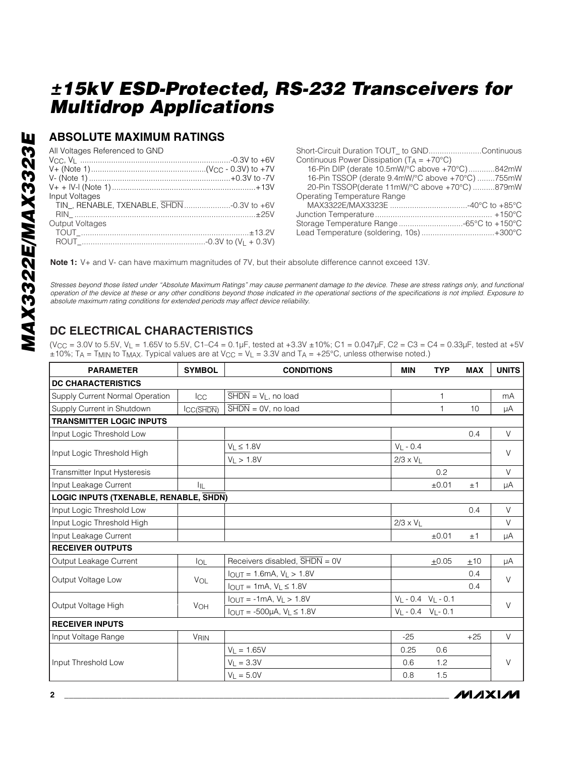# ±15kV ESD-Protected, RS-232 Transceivers for Multidrop Applications

## ABSOLUTE MAXIMUM RATINGS

All Voltages Referenced to GND
$V_{CC}$, $V_L$ ...................................................................-0.3V to +6V
V+ (Note 1)...................................................($V_{CC}$ - 0.3V) to +7V
V- (Note 1) ...............................................................+0.3V to -7V
V+ + |V-| (Note 1)................................................................+13V
Input Voltages
 TIN_, RENABLE, TXENABLE, $\overline{SHDN}$ .....................-0.3V to +6V
 RIN_ ...................................................................................±25V
Output Voltages
 TOUT_...........................................................................±13.2V
 ROUT_........................................................-0.3V to ($V_L$ + 0.3V)

Short-Circuit Duration TOUT_ to GND........................Continuous
Continuous Power Dissipation ($T_A$ = +70°C)
 16-Pin DIP (derate 10.5mW/°C above +70°C)............842mW
 16-Pin TSSOP (derate 9.4mW/°C above +70°C) ........755mW
 20-Pin TSSOP(derate 11mW/°C above +70°C) ..........879mW
Operating Temperature Range
 MAX3322E/MAX3323E ...................................-40°C to +85°C
Junction Temperature..................................................... +150°C
Storage Temperature Range .............................-65°C to +150°C
Lead Temperature (soldering, 10s) .................................+300°C

**Note 1:** V+ and V- can have maximum magnitudes of 7V, but their absolute difference cannot exceed 13V.

*Stresses beyond those listed under "Absolute Maximum Ratings" may cause permanent damage to the device. These are stress ratings only, and functional operation of the device at these or any other conditions beyond those indicated in the operational sections of the specifications is not implied. Exposure to absolute maximum rating conditions for extended periods may affect device reliability.*

## DC ELECTRICAL CHARACTERISTICS

($V_{CC}$ = 3.0V to 5.5V, $V_L$ = 1.65V to 5.5V, C1–C4 = 0.1µF, tested at +3.3V ±10%; C1 = 0.047µF, C2 = C3 = C4 = 0.33µF, tested at +5V ±10%; $T_A$ = $T_{MIN}$ to $T_{MAX}$. Typical values are at $V_{CC}$ = $V_L$ = 3.3V and $T_A$ = +25°C, unless otherwise noted.)

| PARAMETER | SYMBOL | CONDITIONS | MIN | TYP | MAX | UNITS |
|---|---|---|---|---|---|---|
| **DC CHARACTERISTICS** | | | | | | |
| Supply Current Normal Operation | $I_{CC}$ | $\overline{SHDN}$ = $V_L$, no load | | 1 | | mA |
| Supply Current in Shutdown | $I_{CC(\overline{SHDN})}$ | $\overline{SHDN}$ = 0V, no load | | 1 | 10 | µA |
| **TRANSMITTER LOGIC INPUTS** | | | | | | |
| Input Logic Threshold Low | | | | | 0.4 | V |
| Input Logic Threshold High | | $V_L$ ≤ 1.8V | $V_L$ - 0.4 | | | V |
| | | $V_L$ > 1.8V | 2/3 x $V_L$ | | | |
| Transmitter Input Hysteresis | | | | 0.2 | | V |
| Input Leakage Current | $I_{IL}$ | | | ±0.01 | ±1 | µA |
| **LOGIC INPUTS (TXENABLE, RENABLE, $\overline{SHDN}$)** | | | | | | |
| Input Logic Threshold Low | | | | | 0.4 | V |
| Input Logic Threshold High | | | 2/3 x $V_L$ | | | V |
| Input Leakage Current | | | | ±0.01 | ±1 | µA |
| **RECEIVER OUTPUTS** | | | | | | |
| Output Leakage Current | $I_{OL}$ | Receivers disabled, $\overline{SHDN}$ = 0V | | ±0.05 | ±10 | µA |
| Output Voltage Low | $V_{OL}$ | $I_{OUT}$ = 1.6mA, $V_L$ > 1.8V | | | 0.4 | V |
| | | $I_{OUT}$ = 1mA, $V_L$ ≤ 1.8V | | | 0.4 | |
| Output Voltage High | $V_{OH}$ | $I_{OUT}$ = -1mA, $V_L$ > 1.8V | $V_L$ - 0.4 | $V_L$ - 0.1 | | V |
| | | $I_{OUT}$ = -500µA, $V_L$ ≤ 1.8V | $V_L$ - 0.4 | $V_L$ - 0.1 | | |
| **RECEIVER INPUTS** | | | | | | |
| Input Voltage Range | $V_{RIN}$ | | -25 | | +25 | V |
| Input Threshold Low | | $V_L$ = 1.65V | 0.25 | 0.6 | | V |
| | | $V_L$ = 3.3V | 0.6 | 1.2 | | |
| | | $V_L$ = 5.0V | 0.8 | 1.5 | | |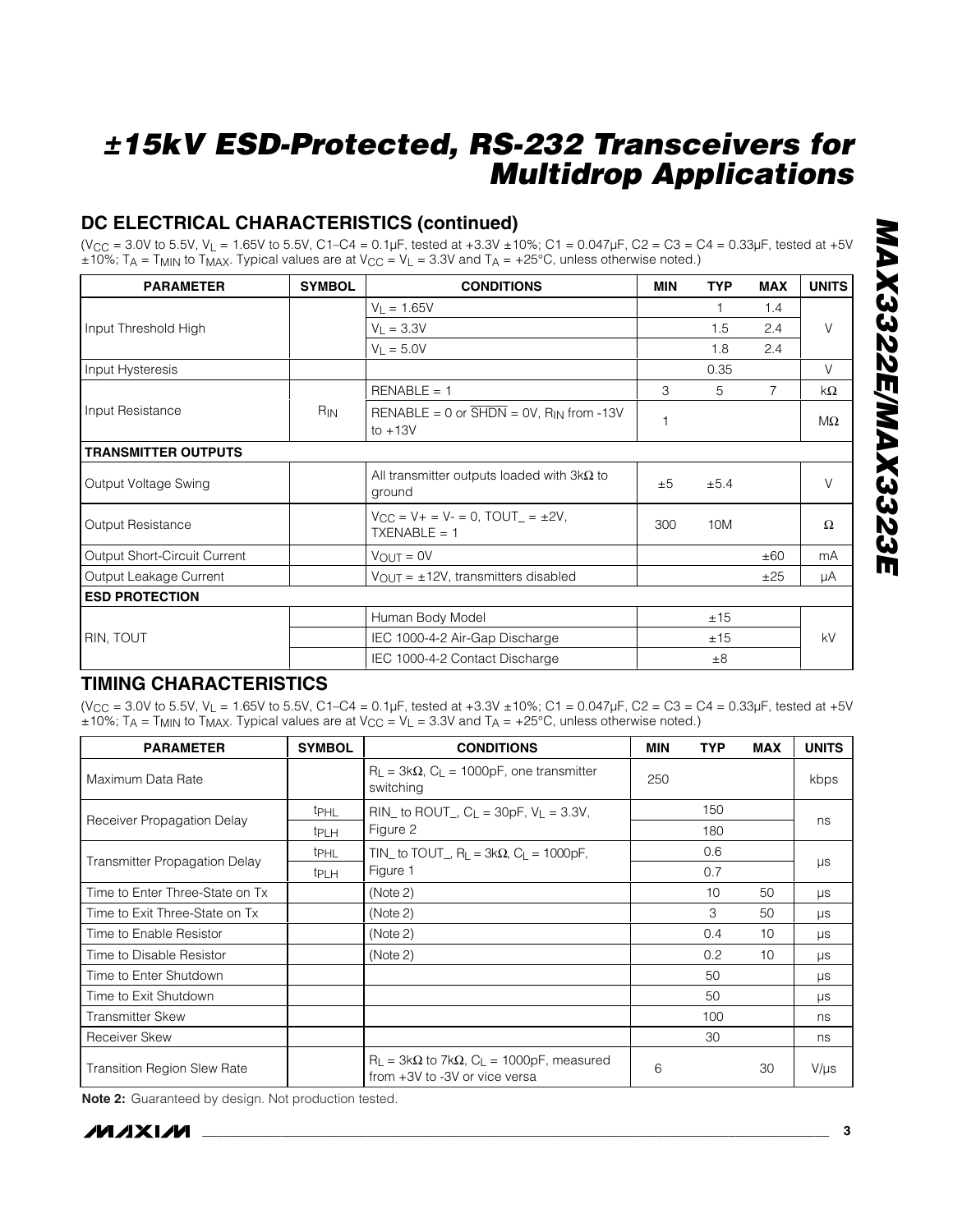# ±15kV ESD-Protected, RS-232 Transceivers for Multidrop Applications

## DC ELECTRICAL CHARACTERISTICS (continued)

($V_{CC}$ = 3.0V to 5.5V, $V_L$ = 1.65V to 5.5V, C1–C4 = 0.1µF, tested at +3.3V ±10%; C1 = 0.047µF, C2 = C3 = C4 = 0.33µF, tested at +5V ±10%; $T_A$ = $T_{MIN}$ to $T_{MAX}$. Typical values are at $V_{CC}$ = $V_L$ = 3.3V and $T_A$ = +25°C, unless otherwise noted.)

| PARAMETER | SYMBOL | CONDITIONS | MIN | TYP | MAX | UNITS |
|---|---|---|---|---|---|---|
| Input Threshold High | | $V_L$ = 1.65V | | 1 | 1.4 | V |
| | | $V_L$ = 3.3V | | 1.5 | 2.4 | |
| | | $V_L$ = 5.0V | | 1.8 | 2.4 | |
| Input Hysteresis | | | | 0.35 | | V |
| Input Resistance | $R_{IN}$ | RENABLE = 1 | 3 | 5 | 7 | kΩ |
| | | RENABLE = 0 or $\overline{SHDN}$ = 0V, $R_{IN}$ from -13V to +13V | 1 | | | MΩ |
| **TRANSMITTER OUTPUTS** | | | | | | |
| Output Voltage Swing | | All transmitter outputs loaded with 3kΩ to ground | ±5 | ±5.4 | | V |
| Output Resistance | | $V_{CC}$ = V+ = V- = 0, TOUT_ = ±2V, TXENABLE = 1 | 300 | 10M | | Ω |
| Output Short-Circuit Current | | $V_{OUT}$ = 0V | | | ±60 | mA |
| Output Leakage Current | | $V_{OUT}$ = ±12V, transmitters disabled | | | ±25 | µA |
| **ESD PROTECTION** | | | | | | |
| RIN, TOUT | | Human Body Model | | ±15 | | kV |
| | | IEC 1000-4-2 Air-Gap Discharge | | ±15 | | |
| | | IEC 1000-4-2 Contact Discharge | | ±8 | | |

## TIMING CHARACTERISTICS

($V_{CC}$ = 3.0V to 5.5V, $V_L$ = 1.65V to 5.5V, C1–C4 = 0.1µF, tested at +3.3V ±10%; C1 = 0.047µF, C2 = C3 = C4 = 0.33µF, tested at +5V ±10%; $T_A$ = $T_{MIN}$ to $T_{MAX}$. Typical values are at $V_{CC}$ = $V_L$ = 3.3V and $T_A$ = +25°C, unless otherwise noted.)

| PARAMETER | SYMBOL | CONDITIONS | MIN | TYP | MAX | UNITS |
|---|---|---|---|---|---|---|
| Maximum Data Rate | | $R_L$ = 3kΩ, $C_L$ = 1000pF, one transmitter switching | 250 | | | kbps |
| Receiver Propagation Delay | $t_{PHL}$ | RIN_ to ROUT_, $C_L$ = 30pF, $V_L$ = 3.3V, Figure 2 | | 150 | | ns |
| | $t_{PLH}$ | | | 180 | | |
| Transmitter Propagation Delay | $t_{PHL}$ | TIN_ to TOUT_, $R_L$ = 3kΩ, $C_L$ = 1000pF, Figure 1 | | 0.6 | | µs |
| | $t_{PLH}$ | | | 0.7 | | |
| Time to Enter Three-State on Tx | | (Note 2) | | 10 | 50 | µs |
| Time to Exit Three-State on Tx | | (Note 2) | | 3 | 50 | µs |
| Time to Enable Resistor | | (Note 2) | | 0.4 | 10 | µs |
| Time to Disable Resistor | | (Note 2) | | 0.2 | 10 | µs |
| Time to Enter Shutdown | | | | 50 | | µs |
| Time to Exit Shutdown | | | | 50 | | µs |
| Transmitter Skew | | | | 100 | | ns |
| Receiver Skew | | | | 30 | | ns |
| Transition Region Slew Rate | | $R_L$ = 3kΩ to 7kΩ, $C_L$ = 1000pF, measured from +3V to -3V or vice versa | 6 | | 30 | V/µs |

**Note 2:** Guaranteed by design. Not production tested.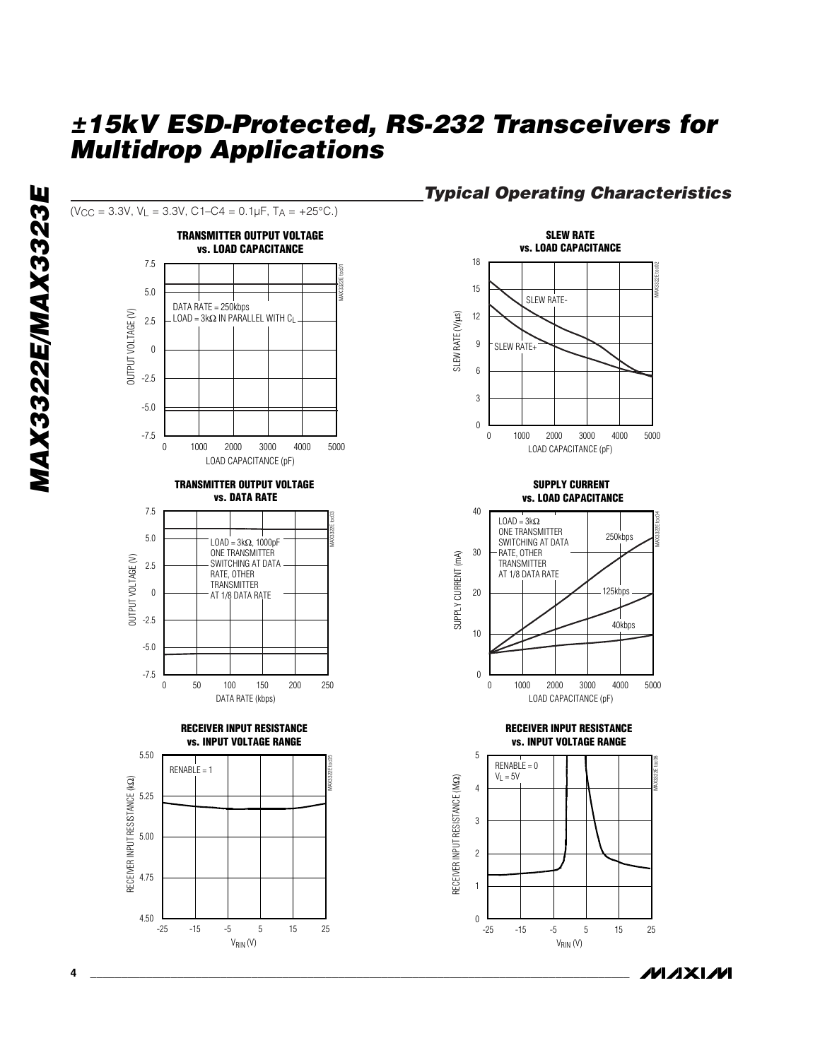# ±15kV ESD-Protected, RS-232 Transceivers for Multidrop Applications

## Typical Operating Characteristics

($V_{CC}$ = 3.3V, $V_L$ = 3.3V, C1–C4 = 0.1µF, $T_A$ = +25°C.)

**TRANSMITTER OUTPUT VOLTAGE vs. LOAD CAPACITANCE**

DATA RATE = 250kbps
LOAD = 3kΩ IN PARALLEL WITH $C_L$

OUTPUT VOLTAGE (V); LOAD CAPACITANCE (pF)

**SLEW RATE vs. LOAD CAPACITANCE**

SLEW RATE-
SLEW RATE+

SLEW RATE (V/µs); LOAD CAPACITANCE (pF)

**TRANSMITTER OUTPUT VOLTAGE vs. DATA RATE**

LOAD = 3kΩ, 1000pF
ONE TRANSMITTER SWITCHING AT DATA RATE, OTHER TRANSMITTER AT 1/8 DATA RATE

OUTPUT VOLTAGE (V); DATA RATE (kbps)

**SUPPLY CURRENT vs. LOAD CAPACITANCE**

LOAD = 3kΩ
ONE TRANSMITTER SWITCHING AT DATA RATE, OTHER TRANSMITTER AT 1/8 DATA RATE

250kbps
125kbps
40kbps

SUPPLY CURRENT (mA); LOAD CAPACITANCE (pF)

**RECEIVER INPUT RESISTANCE vs. INPUT VOLTAGE RANGE**

RENABLE = 1

RECEIVER INPUT RESISTANCE (kΩ); $V_{RIN}$ (V)

**RECEIVER INPUT RESISTANCE vs. INPUT VOLTAGE RANGE**

RENABLE = 0
$V_L$ = 5V

RECEIVER INPUT RESISTANCE (MΩ); $V_{RIN}$ (V)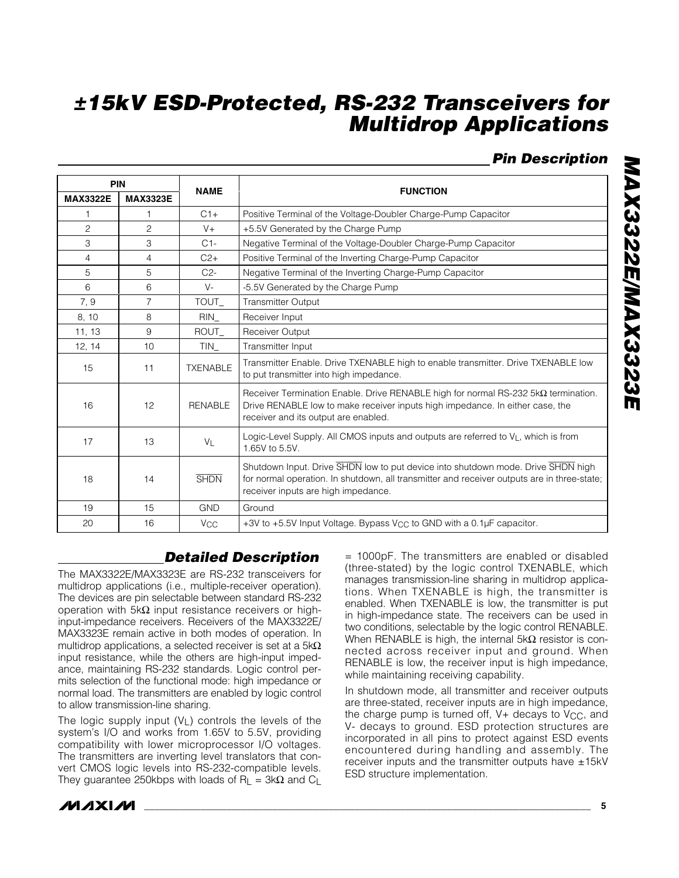## Pin Description

| PIN | | NAME | FUNCTION |
|---|---|---|---|
| MAX3322E | MAX3323E | | |
| 1 | 1 | C1+ | Positive Terminal of the Voltage-Doubler Charge-Pump Capacitor |
| 2 | 2 | V+ | +5.5V Generated by the Charge Pump |
| 3 | 3 | C1- | Negative Terminal of the Voltage-Doubler Charge-Pump Capacitor |
| 4 | 4 | C2+ | Positive Terminal of the Inverting Charge-Pump Capacitor |
| 5 | 5 | C2- | Negative Terminal of the Inverting Charge-Pump Capacitor |
| 6 | 6 | V- | -5.5V Generated by the Charge Pump |
| 7, 9 | 7 | TOUT_ | Transmitter Output |
| 8, 10 | 8 | RIN_ | Receiver Input |
| 11, 13 | 9 | ROUT_ | Receiver Output |
| 12, 14 | 10 | TIN_ | Transmitter Input |
| 15 | 11 | TXENABLE | Transmitter Enable. Drive TXENABLE high to enable transmitter. Drive TXENABLE low to put transmitter into high impedance. |
| 16 | 12 | RENABLE | Receiver Termination Enable. Drive RENABLE high for normal RS-232 5kΩ termination. Drive RENABLE low to make receiver inputs high impedance. In either case, the receiver and its output are enabled. |
| 17 | 13 | $V_L$ | Logic-Level Supply. All CMOS inputs and outputs are referred to $V_L$, which is from 1.65V to 5.5V. |
| 18 | 14 | $\overline{SHDN}$ | Shutdown Input. Drive $\overline{SHDN}$ low to put device into shutdown mode. Drive $\overline{SHDN}$ high for normal operation. In shutdown, all transmitter and receiver outputs are in three-state; receiver inputs are high impedance. |
| 19 | 15 | GND | Ground |
| 20 | 16 | $V_{CC}$ | +3V to +5.5V Input Voltage. Bypass $V_{CC}$ to GND with a 0.1µF capacitor. |

## Detailed Description

The MAX3322E/MAX3323E are RS-232 transceivers for multidrop applications (i.e., multiple-receiver operation). The devices are pin selectable between standard RS-232 operation with 5kΩ input resistance receivers or high-input-impedance receivers. Receivers of the MAX3322E/MAX3323E remain active in both modes of operation. In multidrop applications, a selected receiver is set at a 5kΩ input resistance, while the others are high-input impedance, maintaining RS-232 standards. Logic control permits selection of the functional mode: high impedance or normal load. The transmitters are enabled by logic control to allow transmission-line sharing.

The logic supply input ($V_L$) controls the levels of the system's I/O and works from 1.65V to 5.5V, providing compatibility with lower microprocessor I/O voltages. The transmitters are inverting level translators that convert CMOS logic levels into RS-232-compatible levels. They guarantee 250kbps with loads of $R_L$ = 3kΩ and $C_L$ = 1000pF. The transmitters are enabled or disabled (three-stated) by the logic control TXENABLE, which manages transmission-line sharing in multidrop applications. When TXENABLE is high, the transmitter is enabled. When TXENABLE is low, the transmitter is put in high-impedance state. The receivers can be used in two conditions, selectable by the logic control RENABLE. When RENABLE is high, the internal 5kΩ resistor is connected across receiver input and ground. When RENABLE is low, the receiver input is high impedance, while maintaining receiving capability.

In shutdown mode, all transmitter and receiver outputs are three-stated, receiver inputs are in high impedance, the charge pump is turned off, V+ decays to $V_{CC}$, and V- decays to ground. ESD protection structures are incorporated in all pins to protect against ESD events encountered during handling and assembly. The receiver inputs and the transmitter outputs have ±15kV ESD structure implementation.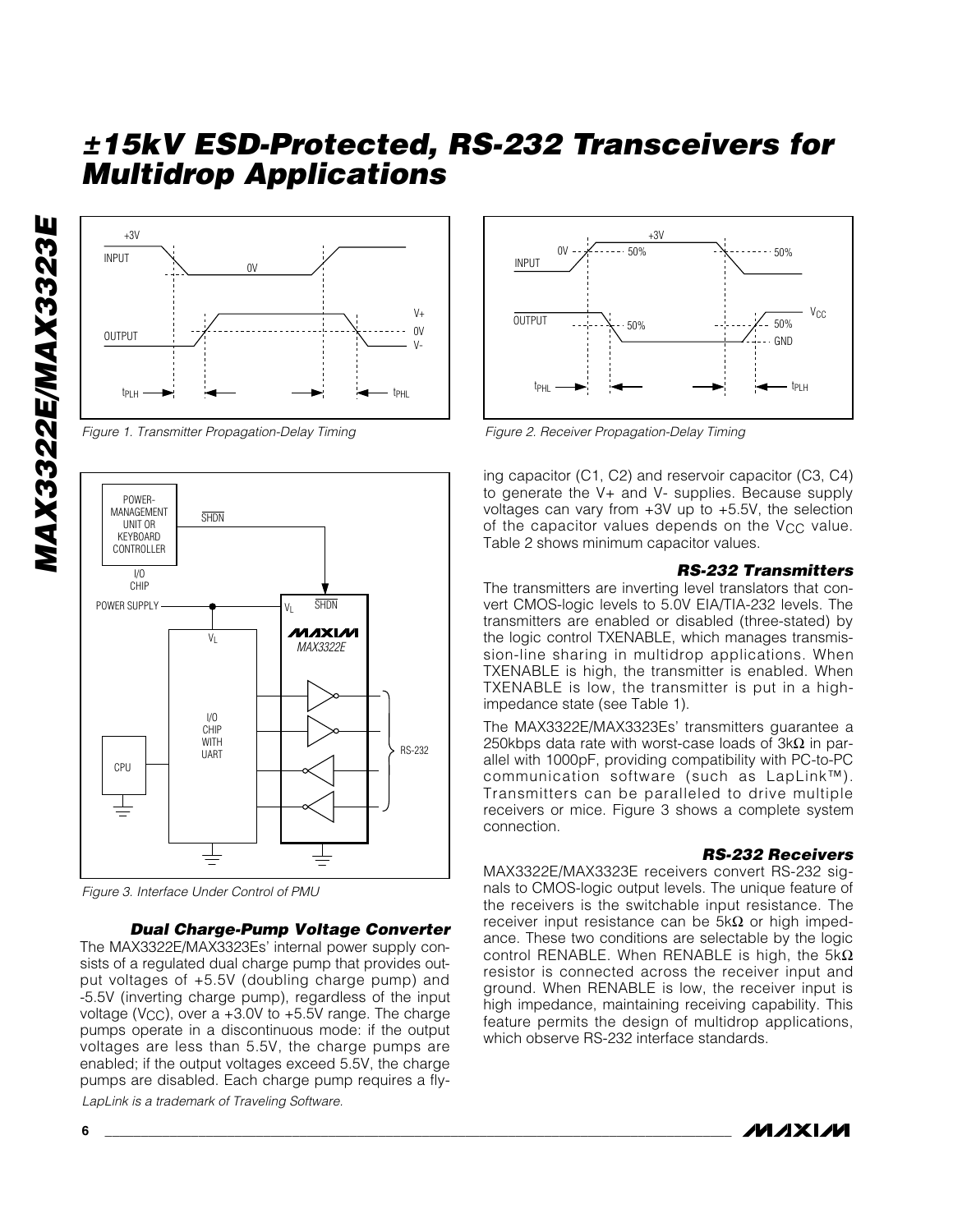## Figure 1. Transmitter Propagation-Delay Timing

## Figure 2. Receiver Propagation-Delay Timing

## Figure 3. Interface Under Control of PMU

### Dual Charge-Pump Voltage Converter

The MAX3322E/MAX3323Es' internal power supply consists of a regulated dual charge pump that provides output voltages of +5.5V (doubling charge pump) and -5.5V (inverting charge pump), regardless of the input voltage ($V_{CC}$), over a +3.0V to +5.5V range. The charge pumps operate in a discontinuous mode: if the output voltages are less than 5.5V, the charge pumps are enabled; if the output voltages exceed 5.5V, the charge pumps are disabled. Each charge pump requires a flying capacitor (C1, C2) and reservoir capacitor (C3, C4) to generate the V+ and V- supplies. Because supply voltages can vary from +3V up to +5.5V, the selection of the capacitor values depends on the $V_{CC}$ value. Table 2 shows minimum capacitor values.

### RS-232 Transmitters

The transmitters are inverting level translators that convert CMOS-logic levels to 5.0V EIA/TIA-232 levels. The transmitters are enabled or disabled (three-stated) by the logic control TXENABLE, which manages transmission-line sharing in multidrop applications. When TXENABLE is high, the transmitter is enabled. When TXENABLE is low, the transmitter is put in a high-impedance state (see Table 1).

The MAX3322E/MAX3323Es' transmitters guarantee a 250kbps data rate with worst-case loads of 3kΩ in parallel with 1000pF, providing compatibility with PC-to-PC communication software (such as LapLink™). Transmitters can be paralleled to drive multiple receivers or mice. Figure 3 shows a complete system connection.

### RS-232 Receivers

MAX3322E/MAX3323E receivers convert RS-232 signals to CMOS-logic output levels. The unique feature of the receivers is the switchable input resistance. The receiver input resistance can be 5kΩ or high impedance. These two conditions are selectable by the logic control RENABLE. When RENABLE is high, the 5kΩ resistor is connected across the receiver input and ground. When RENABLE is low, the receiver input is high impedance, maintaining receiving capability. This feature permits the design of multidrop applications, which observe RS-232 interface standards.

*LapLink is a trademark of Traveling Software.*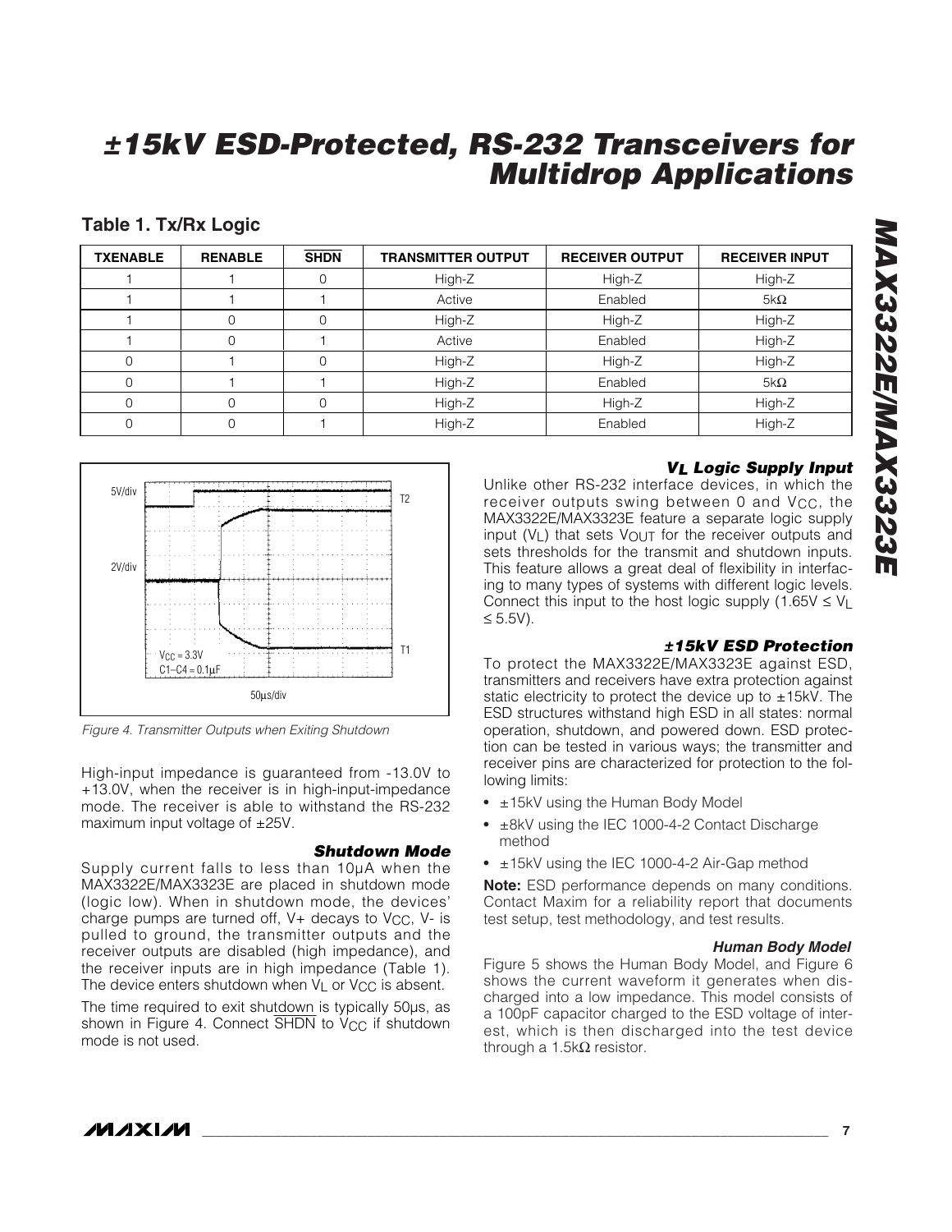# ±15kV ESD-Protected, RS-232 Transceivers for Multidrop Applications

### Table 1. Tx/Rx Logic

| TXENABLE | RENABLE | $\overline{SHDN}$ | TRANSMITTER OUTPUT | RECEIVER OUTPUT | RECEIVER INPUT |
|---|---|---|---|---|---|
| 1 | 1 | 0 | High-Z | High-Z | High-Z |
| 1 | 1 | 1 | Active | Enabled | 5kΩ |
| 1 | 0 | 0 | High-Z | High-Z | High-Z |
| 1 | 0 | 1 | Active | Enabled | High-Z |
| 0 | 1 | 0 | High-Z | High-Z | High-Z |
| 0 | 1 | 1 | High-Z | Enabled | 5kΩ |
| 0 | 0 | 0 | High-Z | High-Z | High-Z |
| 0 | 0 | 1 | High-Z | Enabled | High-Z |

*Figure 4. Transmitter Outputs when Exiting Shutdown*

High-input impedance is guaranteed from -13.0V to +13.0V, when the receiver is in high-input-impedance mode. The receiver is able to withstand the RS-232 maximum input voltage of ±25V.

### Shutdown Mode

Supply current falls to less than 10µA when the MAX3322E/MAX3323E are placed in shutdown mode (logic low). When in shutdown mode, the devices' charge pumps are turned off, V+ decays to $V_{CC}$, V- is pulled to ground, the transmitter outputs and the receiver outputs are disabled (high impedance), and the receiver inputs are in high impedance (Table 1). The device enters shutdown when $V_L$ or $V_{CC}$ is absent.

The time required to exit shutdown is typically 50µs, as shown in Figure 4. Connect $\overline{SHDN}$ to $V_{CC}$ if shutdown mode is not used.

### $V_L$ Logic Supply Input

Unlike other RS-232 interface devices, in which the receiver outputs swing between 0 and $V_{CC}$, the MAX3322E/MAX3323E feature a separate logic supply input ($V_L$) that sets $V_{OUT}$ for the receiver outputs and sets thresholds for the transmit and shutdown inputs. This feature allows a great deal of flexibility in interfacing to many types of systems with different logic levels. Connect this input to the host logic supply ($1.65V \leq V_L \leq 5.5V$).

### ±15kV ESD Protection

To protect the MAX3322E/MAX3323E against ESD, transmitters and receivers have extra protection against static electricity to protect the device up to ±15kV. The ESD structures withstand high ESD in all states: normal operation, shutdown, and powered down. ESD protection can be tested in various ways; the transmitter and receiver pins are characterized for protection to the following limits:

- ±15kV using the Human Body Model
- ±8kV using the IEC 1000-4-2 Contact Discharge method
- ±15kV using the IEC 1000-4-2 Air-Gap method

**Note:** ESD performance depends on many conditions. Contact Maxim for a reliability report that documents test setup, test methodology, and test results.

#### Human Body Model

Figure 5 shows the Human Body Model, and Figure 6 shows the current waveform it generates when discharged into a low impedance. This model consists of a 100pF capacitor charged to the ESD voltage of interest, which is then discharged into the test device through a 1.5kΩ resistor.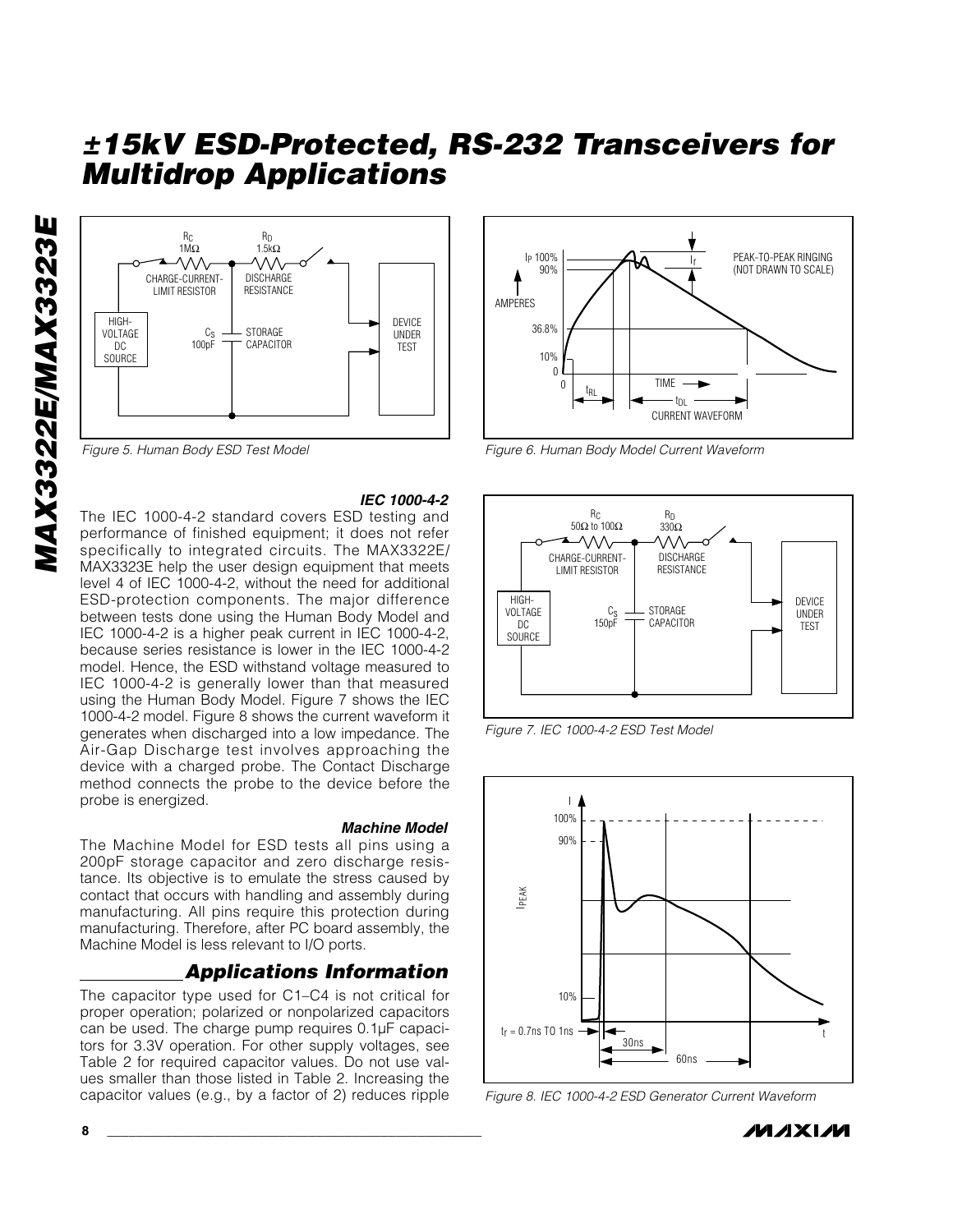Figure 5. Human Body ESD Test Model

Figure 6. Human Body Model Current Waveform

### IEC 1000-4-2

The IEC 1000-4-2 standard covers ESD testing and performance of finished equipment; it does not refer specifically to integrated circuits. The MAX3322E/MAX3323E help the user design equipment that meets level 4 of IEC 1000-4-2, without the need for additional ESD-protection components. The major difference between tests done using the Human Body Model and IEC 1000-4-2 is a higher peak current in IEC 1000-4-2, because series resistance is lower in the IEC 1000-4-2 model. Hence, the ESD withstand voltage measured to IEC 1000-4-2 is generally lower than that measured using the Human Body Model. Figure 7 shows the IEC 1000-4-2 model. Figure 8 shows the current waveform it generates when discharged into a low impedance. The Air-Gap Discharge test involves approaching the device with a charged probe. The Contact Discharge method connects the probe to the device before the probe is energized.

### Machine Model

The Machine Model for ESD tests all pins using a 200pF storage capacitor and zero discharge resistance. Its objective is to emulate the stress caused by contact that occurs with handling and assembly during manufacturing. All pins require this protection during manufacturing. Therefore, after PC board assembly, the Machine Model is less relevant to I/O ports.

## Applications Information

The capacitor type used for C1–C4 is not critical for proper operation; polarized or nonpolarized capacitors can be used. The charge pump requires 0.1µF capacitors for 3.3V operation. For other supply voltages, see Table 2 for required capacitor values. Do not use values smaller than those listed in Table 2. Increasing the capacitor values (e.g., by a factor of 2) reduces ripple

Figure 7. IEC 1000-4-2 ESD Test Model

Figure 8. IEC 1000-4-2 ESD Generator Current Waveform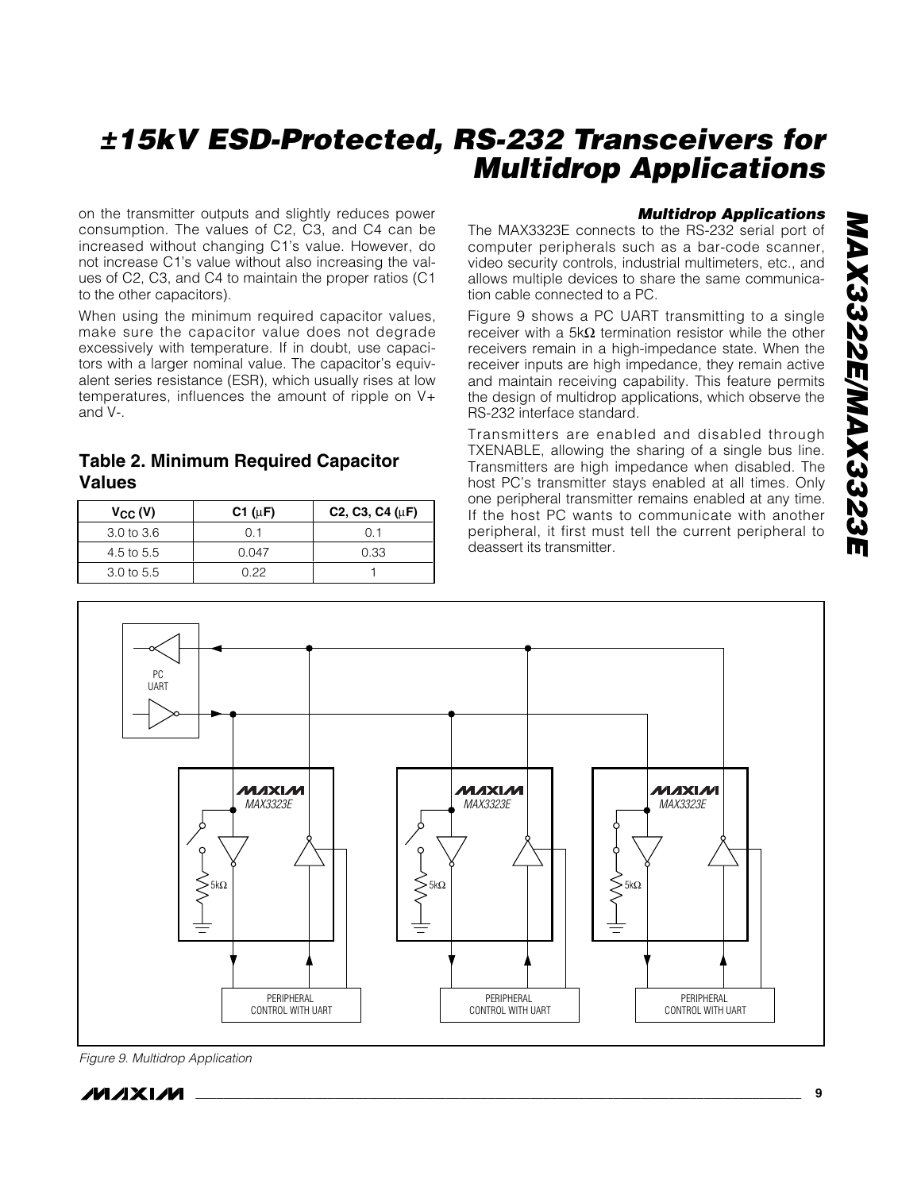on the transmitter outputs and slightly reduces power consumption. The values of C2, C3, and C4 can be increased without changing C1's value. However, do not increase C1's value without also increasing the values of C2, C3, and C4 to maintain the proper ratios (C1 to the other capacitors).

When using the minimum required capacitor values, make sure the capacitor value does not degrade excessively with temperature. If in doubt, use capacitors with a larger nominal value. The capacitor's equivalent series resistance (ESR), which usually rises at low temperatures, influences the amount of ripple on V+ and V-.

## Table 2. Minimum Required Capacitor Values

| $V_{CC}$ (V) | C1 (µF) | C2, C3, C4 (µF) |
|---|---|---|
| 3.0 to 3.6 | 0.1 | 0.1 |
| 4.5 to 5.5 | 0.047 | 0.33 |
| 3.0 to 5.5 | 0.22 | 1 |

### *Multidrop Applications*

The MAX3323E connects to the RS-232 serial port of computer peripherals such as a bar-code scanner, video security controls, industrial multimeters, etc., and allows multiple devices to share the same communication cable connected to a PC.

Figure 9 shows a PC UART transmitting to a single receiver with a 5kΩ termination resistor while the other receivers remain in a high-impedance state. When the receiver inputs are high impedance, they remain active and maintain receiving capability. This feature permits the design of multidrop applications, which observe the RS-232 interface standard.

Transmitters are enabled and disabled through TXENABLE, allowing the sharing of a single bus line. Transmitters are high impedance when disabled. The host PC's transmitter stays enabled at all times. Only one peripheral transmitter remains enabled at any time. If the host PC wants to communicate with another peripheral, it first must tell the current peripheral to deassert its transmitter.

*Figure 9. Multidrop Application*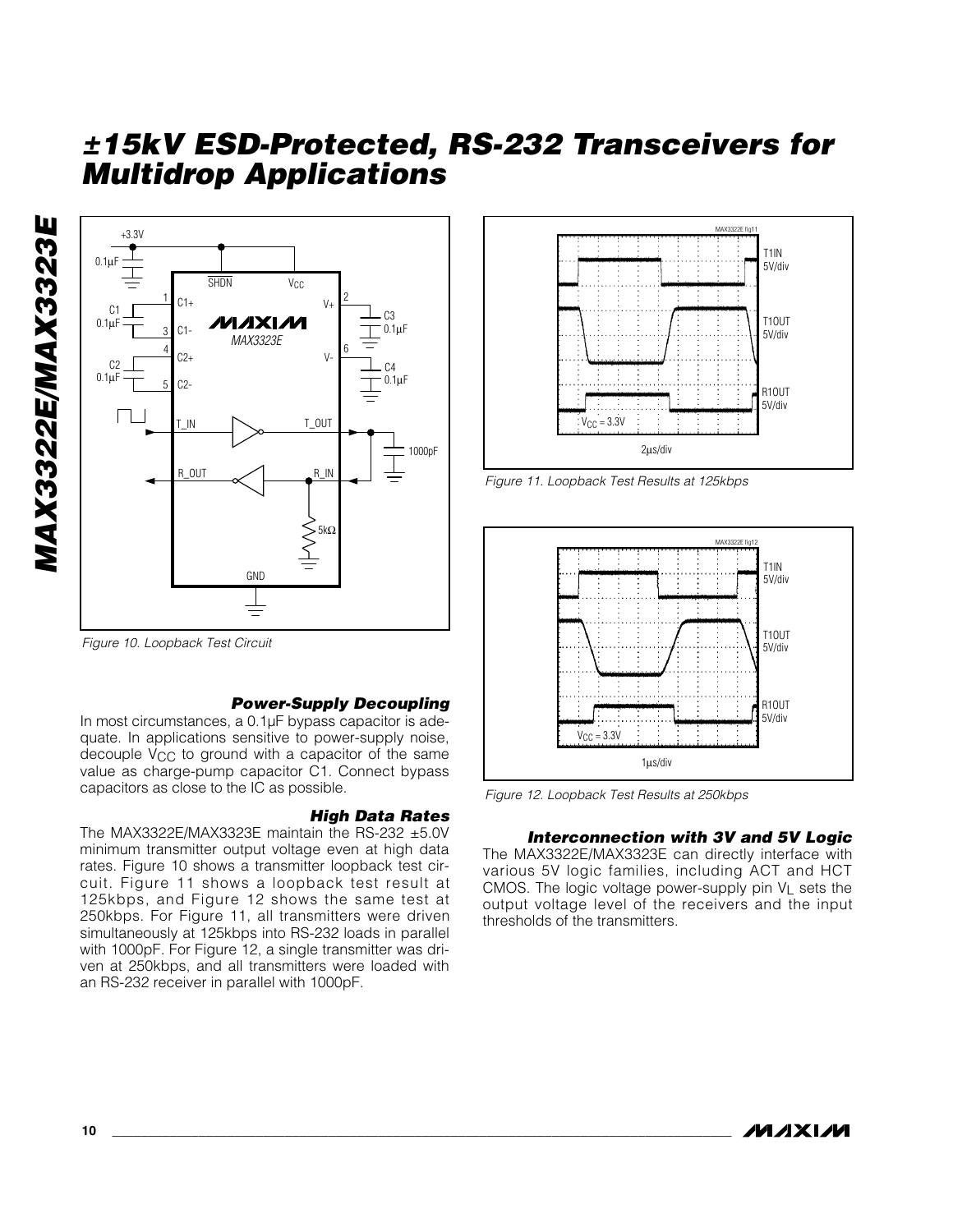## ±15kV ESD-Protected, RS-232 Transceivers for Multidrop Applications

Figure 10. Loopback Test Circuit

Figure 11. Loopback Test Results at 125kbps

Figure 12. Loopback Test Results at 250kbps

### *Power-Supply Decoupling*

In most circumstances, a 0.1µF bypass capacitor is adequate. In applications sensitive to power-supply noise, decouple $V_{CC}$ to ground with a capacitor of the same value as charge-pump capacitor C1. Connect bypass capacitors as close to the IC as possible.

### *High Data Rates*

The MAX3322E/MAX3323E maintain the RS-232 ±5.0V minimum transmitter output voltage even at high data rates. Figure 10 shows a transmitter loopback test circuit. Figure 11 shows a loopback test result at 125kbps, and Figure 12 shows the same test at 250kbps. For Figure 11, all transmitters were driven simultaneously at 125kbps into RS-232 loads in parallel with 1000pF. For Figure 12, a single transmitter was driven at 250kbps, and all transmitters were loaded with an RS-232 receiver in parallel with 1000pF.

### *Interconnection with 3V and 5V Logic*

The MAX3322E/MAX3323E can directly interface with various 5V logic families, including ACT and HCT CMOS. The logic voltage power-supply pin $V_L$ sets the output voltage level of the receivers and the input thresholds of the transmitters.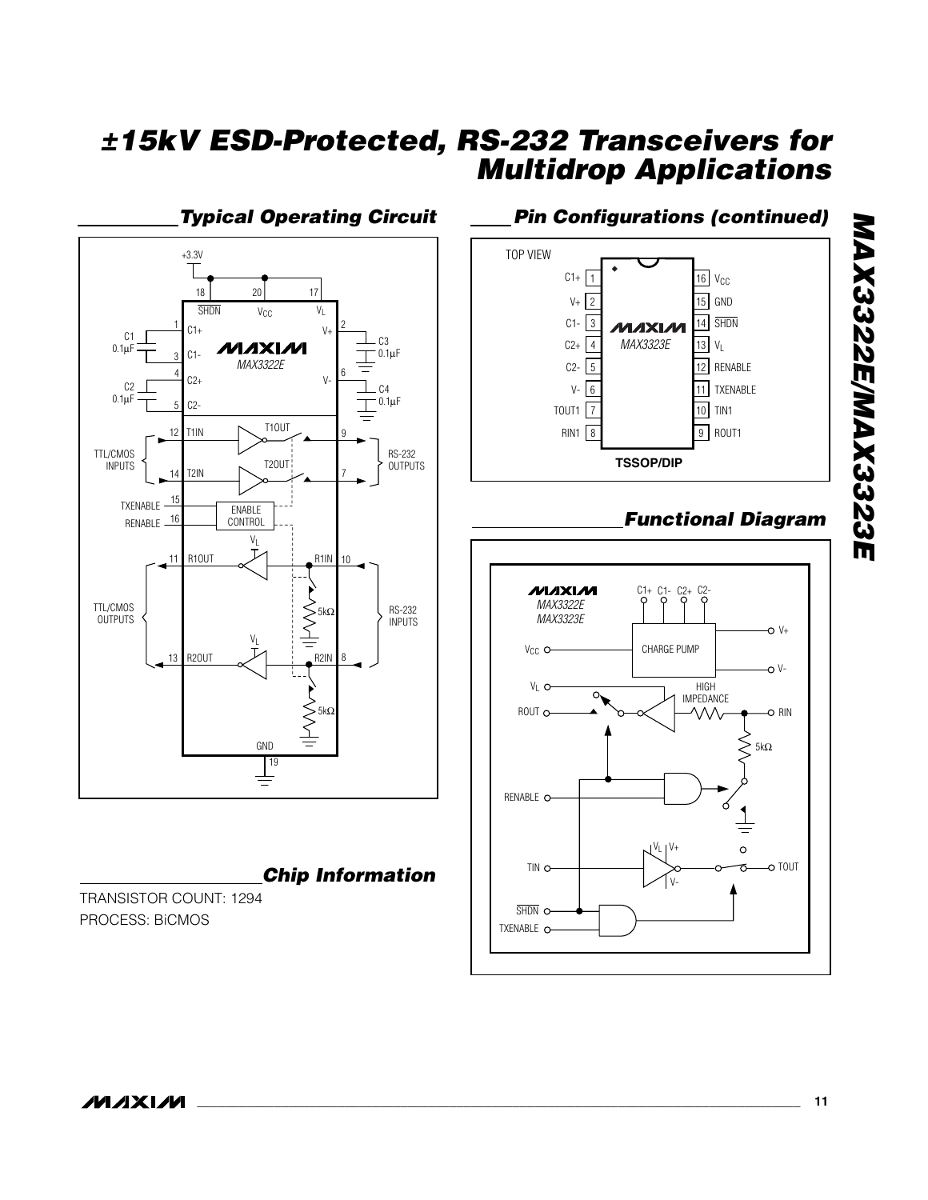## Typical Operating Circuit

## Pin Configurations (continued)

## Functional Diagram

## Chip Information

TRANSISTOR COUNT: 1294

PROCESS: BiCMOS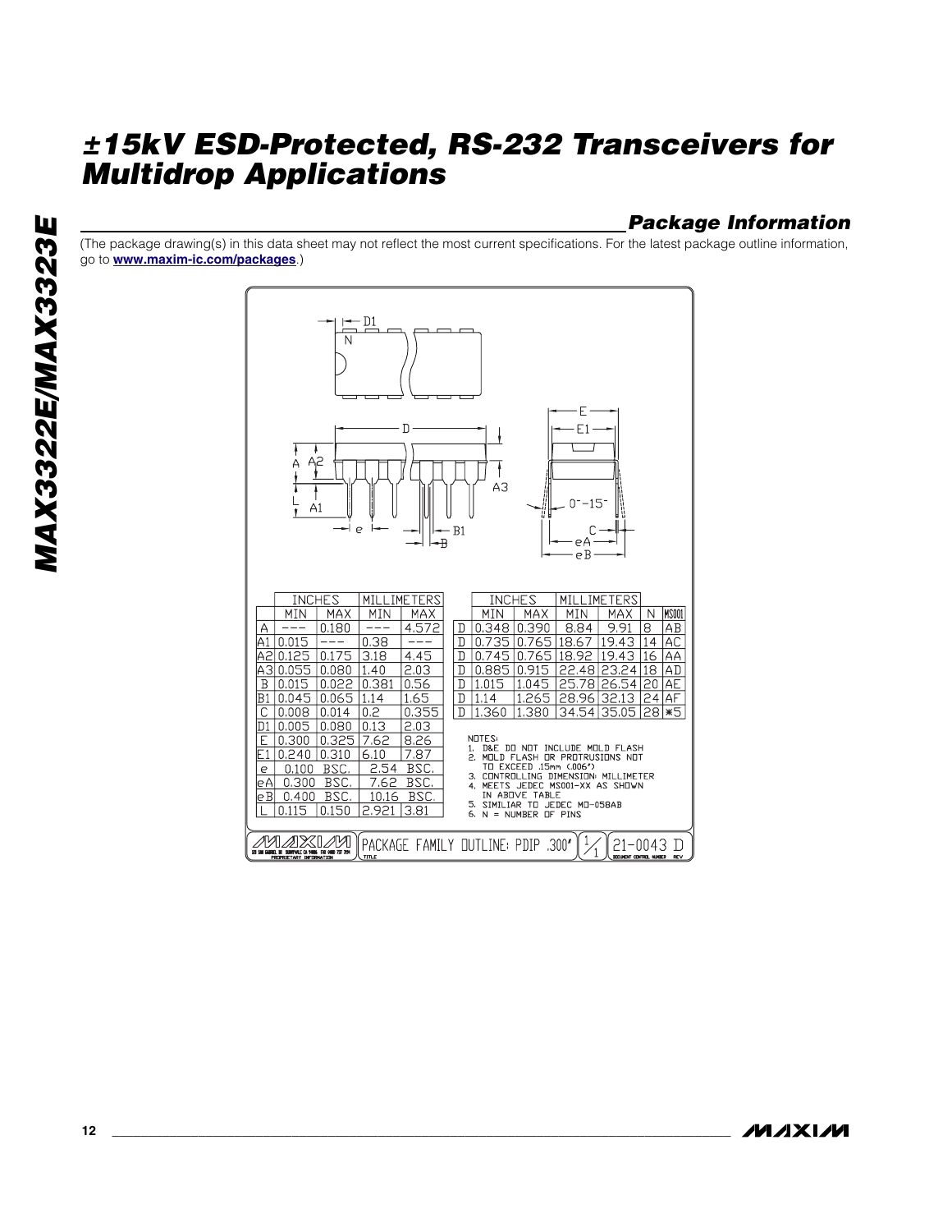## Package Information

(The package drawing(s) in this data sheet may not reflect the most current specifications. For the latest package outline information, go to **www.maxim-ic.com/packages**.)

| | INCHES | | MILLIMETERS | |
|---|---|---|---|---|
| | MIN | MAX | MIN | MAX |
| A | --- | 0.180 | --- | 4.572 |
| A1 | 0.015 | --- | 0.38 | --- |
| A2 | 0.125 | 0.175 | 3.18 | 4.45 |
| A3 | 0.055 | 0.080 | 1.40 | 2.03 |
| B | 0.015 | 0.022 | 0.381 | 0.56 |
| B1 | 0.045 | 0.065 | 1.14 | 1.65 |
| C | 0.008 | 0.014 | 0.2 | 0.355 |
| D1 | 0.005 | 0.080 | 0.13 | 2.03 |
| E | 0.300 | 0.325 | 7.62 | 8.26 |
| E1 | 0.240 | 0.310 | 6.10 | 7.87 |
| e | 0.100 BSC. | | 2.54 BSC. | |
| eA | 0.300 BSC. | | 7.62 BSC. | |
| eB | 0.400 BSC. | | 10.16 BSC. | |
| L | 0.115 | 0.150 | 2.921 | 3.81 |

| | INCHES | | MILLIMETERS | | | |
|---|---|---|---|---|---|---|
| | MIN | MAX | MIN | MAX | N | MS001 |
| D | 0.348 | 0.390 | 8.84 | 9.91 | 8 | AB |
| D | 0.735 | 0.765 | 18.67 | 19.43 | 14 | AC |
| D | 0.745 | 0.765 | 18.92 | 19.43 | 16 | AA |
| D | 0.885 | 0.915 | 22.48 | 23.24 | 18 | AD |
| D | 1.015 | 1.045 | 25.78 | 26.54 | 20 | AE |
| D | 1.14 | 1.265 | 28.96 | 32.13 | 24 | AF |
| D | 1.360 | 1.380 | 34.54 | 35.05 | 28 | *5 |

NOTES:
1. D&E DO NOT INCLUDE MOLD FLASH
2. MOLD FLASH OR PROTRUSIONS NOT TO EXCEED .15mm (.006")
3. CONTROLLING DIMENSION: MILLIMETER
4. MEETS JEDEC MS001-XX AS SHOWN IN ABOVE TABLE
5. SIMILIAR TO JEDEC MO-058AB
6. N = NUMBER OF PINS

PACKAGE FAMILY OUTLINE: PDIP .300" — 1/1 — 21-0043 D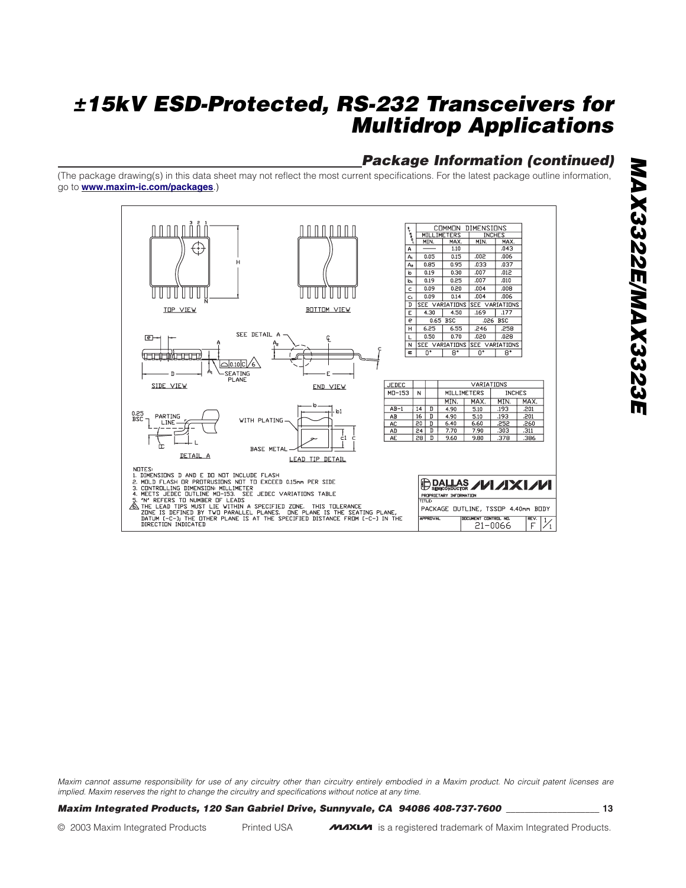## Package Information (continued)

(The package drawing(s) in this data sheet may not reflect the most current specifications. For the latest package outline information, go to **www.maxim-ic.com/packages**.)

TOP VIEW

BOTTOM VIEW

SIDE VIEW

END VIEW

DETAIL A

LEAD TIP DETAIL

SEE DETAIL A

SEATING PLANE

0.25 BSC

PARTING LINE

WITH PLATING

BASE METAL

| SYMBOL | COMMON DIMENSIONS | | | |
|---|---|---|---|---|
| | MILLIMETERS | | INCHES | |
| | MIN. | MAX. | MIN. | MAX. |
| A | —— | 1.10 | | .043 |
| A1 | 0.05 | 0.15 | .002 | .006 |
| A2 | 0.85 | 0.95 | .033 | .037 |
| b | 0.19 | 0.30 | .007 | .012 |
| b1 | 0.19 | 0.25 | .007 | .010 |
| c | 0.09 | 0.20 | .004 | .008 |
| c1 | 0.09 | 0.14 | .004 | .006 |
| D | SEE VARIATIONS | | SEE VARIATIONS | |
| E | 4.30 | 4.50 | .169 | .177 |
| e | 0.65 BSC | | .026 BSC | |
| H | 6.25 | 6.55 | .246 | .258 |
| L | 0.50 | 0.70 | .020 | .028 |
| N | SEE VARIATIONS | | SEE VARIATIONS | |
| α | 0° | 8° | 0° | 8° |

| JEDEC | | | VARIATIONS | | | |
|---|---|---|---|---|---|---|
| MO-153 | N | | MILLIMETERS | | INCHES | |
| | | | MIN. | MAX. | MIN. | MAX. |
| AB-1 | 14 | D | 4.90 | 5.10 | .193 | .201 |
| AB | 16 | D | 4.90 | 5.10 | .193 | .201 |
| AC | 20 | D | 6.40 | 6.60 | .252 | .260 |
| AD | 24 | D | 7.70 | 7.90 | .303 | .311 |
| AE | 28 | D | 9.60 | 9.80 | .378 | .386 |

NOTES:
1. DIMENSIONS D AND E DO NOT INCLUDE FLASH
2. MOLD FLASH OR PROTRUSIONS NOT TO EXCEED 0.15mm PER SIDE
3. CONTROLLING DIMENSION: MILLIMETER
4. MEETS JEDEC OUTLINE MO-153. SEE JEDEC VARIATIONS TABLE
5. "N" REFERS TO NUMBER OF LEADS
6. THE LEAD TIPS MUST LIE WITHIN A SPECIFIED ZONE. THIS TOLERANCE ZONE IS DEFINED BY TWO PARALLEL PLANES. ONE PLANE IS THE SEATING PLANE, DATUM [-C-]; THE OTHER PLANE IS AT THE SPECIFIED DISTANCE FROM [-C-] IN THE DIRECTION INDICATED

DALLAS SEMICONDUCTOR MAXIM
PROPRIETARY INFORMATION
TITLE: PACKAGE OUTLINE, TSSOP 4.40mm BODY
APPROVAL | DOCUMENT CONTROL NO. 21-0066 | REV. F | 1/1

*Maxim cannot assume responsibility for use of any circuitry other than circuitry entirely embodied in a Maxim product. No circuit patent licenses are implied. Maxim reserves the right to change the circuitry and specifications without notice at any time.*

***Maxim Integrated Products, 120 San Gabriel Drive, Sunnyvale, CA 94086 408-737-7600***

© 2003 Maxim Integrated Products Printed USA MAXIM is a registered trademark of Maxim Integrated Products.